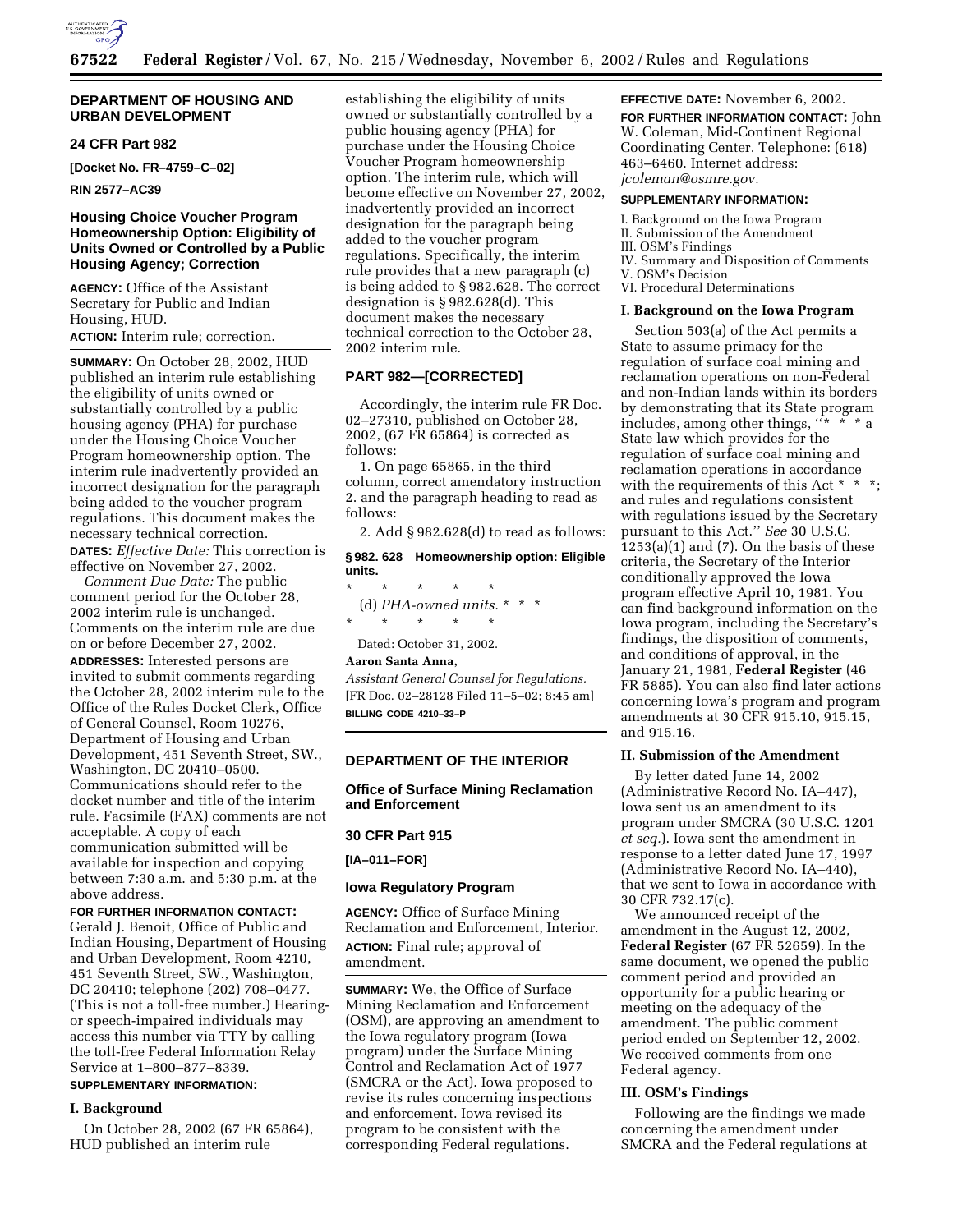## DEPARTMENT OF HOUSING AND URBAN DEVELOPMENT

### 24 CFR Part 982

**[Docket No. FR–4759–C–02]**

**RIN 2577–AC39**

### Housing Choice Voucher Program Homeownership Option: Eligibility of Units Owned or Controlled by a Public Housing Agency; Correction

**AGENCY:** Office of the Assistant Secretary for Public and Indian Housing, HUD.

**ACTION:** Interim rule; correction.

**SUMMARY:** On October 28, 2002, HUD published an interim rule establishing the eligibility of units owned or substantially controlled by a public housing agency (PHA) for purchase under the Housing Choice Voucher Program homeownership option. The interim rule inadvertently provided an incorrect designation for the paragraph being added to the voucher program regulations. This document makes the necessary technical correction.

**DATES:** *Effective Date:* This correction is effective on November 27, 2002.

*Comment Due Date:* The public comment period for the October 28, 2002 interim rule is unchanged. Comments on the interim rule are due on or before December 27, 2002.

**ADDRESSES:** Interested persons are invited to submit comments regarding the October 28, 2002 interim rule to the Office of the Rules Docket Clerk, Office of General Counsel, Room 10276, Department of Housing and Urban Development, 451 Seventh Street, SW., Washington, DC 20410–0500. Communications should refer to the docket number and title of the interim rule. Facsimile (FAX) comments are not acceptable. A copy of each communication submitted will be available for inspection and copying between 7:30 a.m. and 5:30 p.m. at the above address.

**FOR FURTHER INFORMATION CONTACT:** Gerald J. Benoit, Office of Public and Indian Housing, Department of Housing and Urban Development, Room 4210, 451 Seventh Street, SW., Washington, DC 20410; telephone (202) 708–0477. (This is not a toll-free number.) Hearing- or speech-impaired individuals may access this number via TTY by calling the toll-free Federal Information Relay Service at 1–800–877–8339.

**SUPPLEMENTARY INFORMATION:**

#### I. Background

On October 28, 2002 (67 FR 65864), HUD published an interim rule establishing the eligibility of units owned or substantially controlled by a public housing agency (PHA) for purchase under the Housing Choice Voucher Program homeownership option. The interim rule, which will become effective on November 27, 2002, inadvertently provided an incorrect designation for the paragraph being added to the voucher program regulations. Specifically, the interim rule provides that a new paragraph (c) is being added to § 982.628. The correct designation is § 982.628(d). This document makes the necessary technical correction to the October 28, 2002 interim rule.

#### PART 982—[CORRECTED]

Accordingly, the interim rule FR Doc. 02–27310, published on October 28, 2002, (67 FR 65864) is corrected as follows:

1. On page 65865, in the third column, correct amendatory instruction 2. and the paragraph heading to read as follows:

2. Add § 982.628(d) to read as follows:

**§ 982. 628 Homeownership option: Eligible units.**

\* \* \* \* \*

(d) *PHA-owned units.* \* \* \*

\* \* \* \* \*

Dated: October 31, 2002.

**Aaron Santa Anna,**

*Assistant General Counsel for Regulations.*

[FR Doc. 02–28128 Filed 11–5–02; 8:45 am]

**BILLING CODE 4210–33–P**

## DEPARTMENT OF THE INTERIOR

### Office of Surface Mining Reclamation and Enforcement

### 30 CFR Part 915

**[IA–011–FOR]**

### Iowa Regulatory Program

**AGENCY:** Office of Surface Mining Reclamation and Enforcement, Interior.

**ACTION:** Final rule; approval of amendment.

**SUMMARY:** We, the Office of Surface Mining Reclamation and Enforcement (OSM), are approving an amendment to the Iowa regulatory program (Iowa program) under the Surface Mining Control and Reclamation Act of 1977 (SMCRA or the Act). Iowa proposed to revise its rules concerning inspections and enforcement. Iowa revised its program to be consistent with the corresponding Federal regulations.

**EFFECTIVE DATE:** November 6, 2002.

**FOR FURTHER INFORMATION CONTACT:** John W. Coleman, Mid-Continent Regional Coordinating Center. Telephone: (618) 463–6460. Internet address: *jcoleman@osmre.gov.*

**SUPPLEMENTARY INFORMATION:**

I. Background on the Iowa Program
II. Submission of the Amendment
III. OSM's Findings
IV. Summary and Disposition of Comments
V. OSM's Decision
VI. Procedural Determinations

#### I. Background on the Iowa Program

Section 503(a) of the Act permits a State to assume primacy for the regulation of surface coal mining and reclamation operations on non-Federal and non-Indian lands within its borders by demonstrating that its State program includes, among other things, "\* \* \* a State law which provides for the regulation of surface coal mining and reclamation operations in accordance with the requirements of this Act \* \* \*; and rules and regulations consistent with regulations issued by the Secretary pursuant to this Act." *See* 30 U.S.C. 1253(a)(1) and (7). On the basis of these criteria, the Secretary of the Interior conditionally approved the Iowa program effective April 10, 1981. You can find background information on the Iowa program, including the Secretary's findings, the disposition of comments, and conditions of approval, in the January 21, 1981, **Federal Register** (46 FR 5885). You can also find later actions concerning Iowa's program and program amendments at 30 CFR 915.10, 915.15, and 915.16.

#### II. Submission of the Amendment

By letter dated June 14, 2002 (Administrative Record No. IA–447), Iowa sent us an amendment to its program under SMCRA (30 U.S.C. 1201 *et seq.*). Iowa sent the amendment in response to a letter dated June 17, 1997 (Administrative Record No. IA–440), that we sent to Iowa in accordance with 30 CFR 732.17(c).

We announced receipt of the amendment in the August 12, 2002, **Federal Register** (67 FR 52659). In the same document, we opened the public comment period and provided an opportunity for a public hearing or meeting on the adequacy of the amendment. The public comment period ended on September 12, 2002. We received comments from one Federal agency.

#### III. OSM's Findings

Following are the findings we made concerning the amendment under SMCRA and the Federal regulations at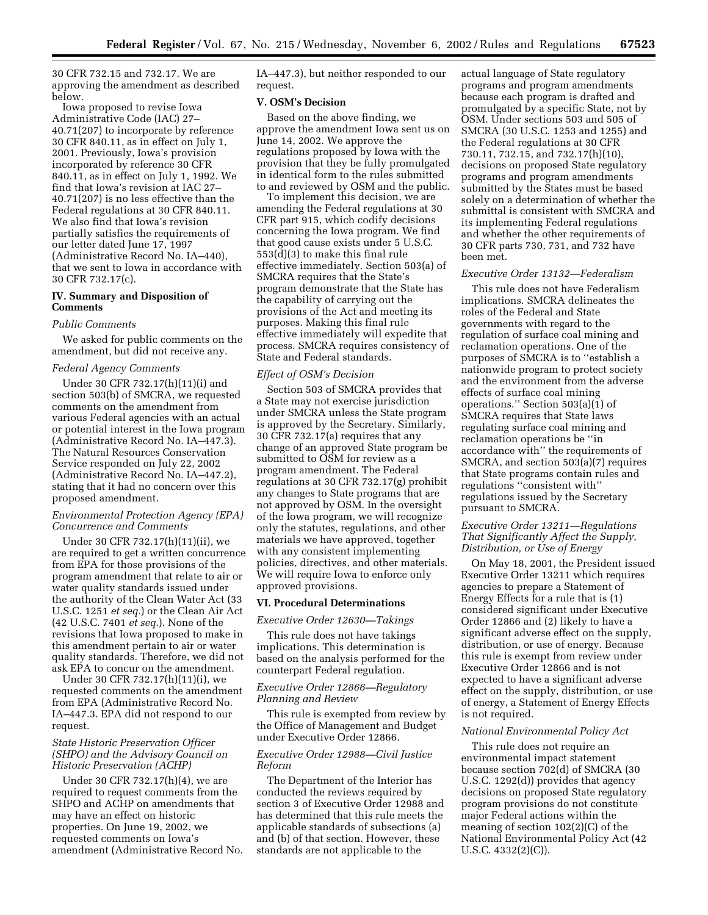30 CFR 732.15 and 732.17. We are approving the amendment as described below.

Iowa proposed to revise Iowa Administrative Code (IAC) 27–40.71(207) to incorporate by reference 30 CFR 840.11, as in effect on July 1, 2001. Previously, Iowa's provision incorporated by reference 30 CFR 840.11, as in effect on July 1, 1992. We find that Iowa's revision at IAC 27–40.71(207) is no less effective than the Federal regulations at 30 CFR 840.11. We also find that Iowa's revision partially satisfies the requirements of our letter dated June 17, 1997 (Administrative Record No. IA–440), that we sent to Iowa in accordance with 30 CFR 732.17(c).

## IV. Summary and Disposition of Comments

### *Public Comments*

We asked for public comments on the amendment, but did not receive any.

### *Federal Agency Comments*

Under 30 CFR 732.17(h)(11)(i) and section 503(b) of SMCRA, we requested comments on the amendment from various Federal agencies with an actual or potential interest in the Iowa program (Administrative Record No. IA–447.3). The Natural Resources Conservation Service responded on July 22, 2002 (Administrative Record No. IA–447.2), stating that it had no concern over this proposed amendment.

### *Environmental Protection Agency (EPA) Concurrence and Comments*

Under 30 CFR 732.17(h)(11)(ii), we are required to get a written concurrence from EPA for those provisions of the program amendment that relate to air or water quality standards issued under the authority of the Clean Water Act (33 U.S.C. 1251 *et seq.*) or the Clean Air Act (42 U.S.C. 7401 *et seq.*). None of the revisions that Iowa proposed to make in this amendment pertain to air or water quality standards. Therefore, we did not ask EPA to concur on the amendment.

Under 30 CFR 732.17(h)(11)(i), we requested comments on the amendment from EPA (Administrative Record No. IA–447.3. EPA did not respond to our request.

### *State Historic Preservation Officer (SHPO) and the Advisory Council on Historic Preservation (ACHP)*

Under 30 CFR 732.17(h)(4), we are required to request comments from the SHPO and ACHP on amendments that may have an effect on historic properties. On June 19, 2002, we requested comments on Iowa's amendment (Administrative Record No. IA–447.3), but neither responded to our request.

## V. OSM's Decision

Based on the above finding, we approve the amendment Iowa sent us on June 14, 2002. We approve the regulations proposed by Iowa with the provision that they be fully promulgated in identical form to the rules submitted to and reviewed by OSM and the public.

To implement this decision, we are amending the Federal regulations at 30 CFR part 915, which codify decisions concerning the Iowa program. We find that good cause exists under 5 U.S.C. 553(d)(3) to make this final rule effective immediately. Section 503(a) of SMCRA requires that the State's program demonstrate that the State has the capability of carrying out the provisions of the Act and meeting its purposes. Making this final rule effective immediately will expedite that process. SMCRA requires consistency of State and Federal standards.

### *Effect of OSM's Decision*

Section 503 of SMCRA provides that a State may not exercise jurisdiction under SMCRA unless the State program is approved by the Secretary. Similarly, 30 CFR 732.17(a) requires that any change of an approved State program be submitted to OSM for review as a program amendment. The Federal regulations at 30 CFR 732.17(g) prohibit any changes to State programs that are not approved by OSM. In the oversight of the Iowa program, we will recognize only the statutes, regulations, and other materials we have approved, together with any consistent implementing policies, directives, and other materials. We will require Iowa to enforce only approved provisions.

## VI. Procedural Determinations

### *Executive Order 12630—Takings*

This rule does not have takings implications. This determination is based on the analysis performed for the counterpart Federal regulation.

### *Executive Order 12866—Regulatory Planning and Review*

This rule is exempted from review by the Office of Management and Budget under Executive Order 12866.

### *Executive Order 12988—Civil Justice Reform*

The Department of the Interior has conducted the reviews required by section 3 of Executive Order 12988 and has determined that this rule meets the applicable standards of subsections (a) and (b) of that section. However, these standards are not applicable to the actual language of State regulatory programs and program amendments because each program is drafted and promulgated by a specific State, not by OSM. Under sections 503 and 505 of SMCRA (30 U.S.C. 1253 and 1255) and the Federal regulations at 30 CFR 730.11, 732.15, and 732.17(h)(10), decisions on proposed State regulatory programs and program amendments submitted by the States must be based solely on a determination of whether the submittal is consistent with SMCRA and its implementing Federal regulations and whether the other requirements of 30 CFR parts 730, 731, and 732 have been met.

### *Executive Order 13132—Federalism*

This rule does not have Federalism implications. SMCRA delineates the roles of the Federal and State governments with regard to the regulation of surface coal mining and reclamation operations. One of the purposes of SMCRA is to "establish a nationwide program to protect society and the environment from the adverse effects of surface coal mining operations." Section 503(a)(1) of SMCRA requires that State laws regulating surface coal mining and reclamation operations be "in accordance with" the requirements of SMCRA, and section 503(a)(7) requires that State programs contain rules and regulations "consistent with" regulations issued by the Secretary pursuant to SMCRA.

### *Executive Order 13211—Regulations That Significantly Affect the Supply, Distribution, or Use of Energy*

On May 18, 2001, the President issued Executive Order 13211 which requires agencies to prepare a Statement of Energy Effects for a rule that is (1) considered significant under Executive Order 12866 and (2) likely to have a significant adverse effect on the supply, distribution, or use of energy. Because this rule is exempt from review under Executive Order 12866 and is not expected to have a significant adverse effect on the supply, distribution, or use of energy, a Statement of Energy Effects is not required.

### *National Environmental Policy Act*

This rule does not require an environmental impact statement because section 702(d) of SMCRA (30 U.S.C. 1292(d)) provides that agency decisions on proposed State regulatory program provisions do not constitute major Federal actions within the meaning of section 102(2)(C) of the National Environmental Policy Act (42 U.S.C. 4332(2)(C)).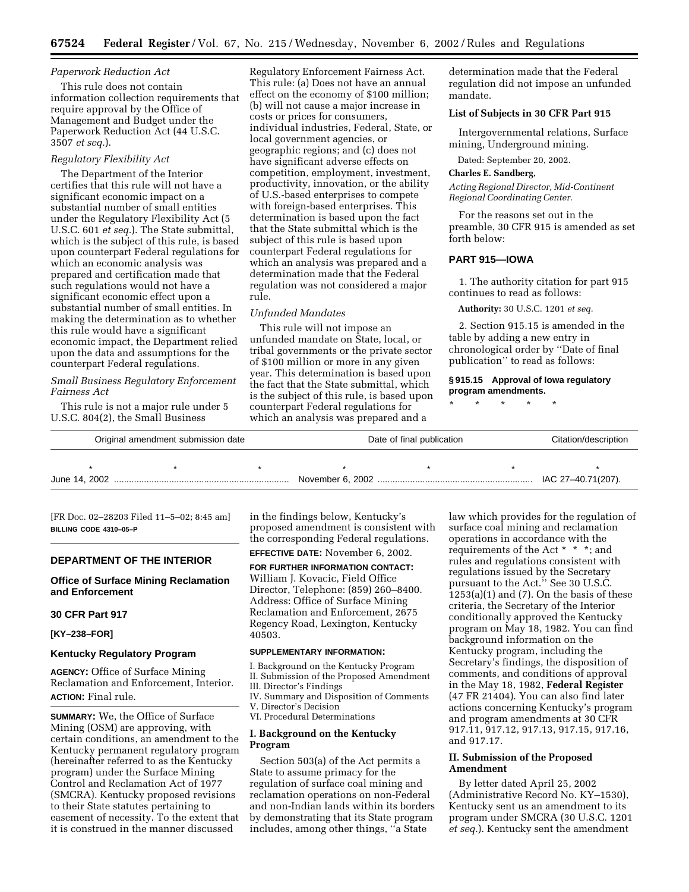*Paperwork Reduction Act*

This rule does not contain information collection requirements that require approval by the Office of Management and Budget under the Paperwork Reduction Act (44 U.S.C. 3507 *et seq.*).

*Regulatory Flexibility Act*

The Department of the Interior certifies that this rule will not have a significant economic impact on a substantial number of small entities under the Regulatory Flexibility Act (5 U.S.C. 601 *et seq.*). The State submittal, which is the subject of this rule, is based upon counterpart Federal regulations for which an economic analysis was prepared and certification made that such regulations would not have a significant economic effect upon a substantial number of small entities. In making the determination as to whether this rule would have a significant economic impact, the Department relied upon the data and assumptions for the counterpart Federal regulations.

*Small Business Regulatory Enforcement Fairness Act*

This rule is not a major rule under 5 U.S.C. 804(2), the Small Business Regulatory Enforcement Fairness Act. This rule: (a) Does not have an annual effect on the economy of $100 million; (b) will not cause a major increase in costs or prices for consumers, individual industries, Federal, State, or local government agencies, or geographic regions; and (c) does not have significant adverse effects on competition, employment, investment, productivity, innovation, or the ability of U.S.-based enterprises to compete with foreign-based enterprises. This determination is based upon the fact that the State submittal which is the subject of this rule is based upon counterpart Federal regulations for which an analysis was prepared and a determination made that the Federal regulation was not considered a major rule.

*Unfunded Mandates*

This rule will not impose an unfunded mandate on State, local, or tribal governments or the private sector of $100 million or more in any given year. This determination is based upon the fact that the State submittal, which is the subject of this rule, is based upon counterpart Federal regulations for which an analysis was prepared and a determination made that the Federal regulation did not impose an unfunded mandate.

**List of Subjects in 30 CFR Part 915**

Intergovernmental relations, Surface mining, Underground mining.

Dated: September 20, 2002.

**Charles E. Sandberg,**

*Acting Regional Director, Mid-Continent Regional Coordinating Center.*

For the reasons set out in the preamble, 30 CFR 915 is amended as set forth below:

**PART 915—IOWA**

1. The authority citation for part 915 continues to read as follows:

**Authority:** 30 U.S.C. 1201 *et seq.*

2. Section 915.15 is amended in the table by adding a new entry in chronological order by ''Date of final publication'' to read as follows:

**§ 915.15 Approval of Iowa regulatory program amendments.**

\* \* \* \* \*

| Original amendment submission date | Date of final publication | Citation/description |
|---|---|---|
| \* \* \* | \* \* \* | \* |
| June 14, 2002 | November 6, 2002 | IAC 27–40.71(207). |

[FR Doc. 02–28203 Filed 11–5–02; 8:45 am]

**BILLING CODE 4310–05–P**

## DEPARTMENT OF THE INTERIOR

## Office of Surface Mining Reclamation and Enforcement

## 30 CFR Part 917

## [KY–238–FOR]

## Kentucky Regulatory Program

**AGENCY:** Office of Surface Mining Reclamation and Enforcement, Interior.

**ACTION:** Final rule.

**SUMMARY:** We, the Office of Surface Mining (OSM) are approving, with certain conditions, an amendment to the Kentucky permanent regulatory program (hereinafter referred to as the Kentucky program) under the Surface Mining Control and Reclamation Act of 1977 (SMCRA). Kentucky proposed revisions to their State statutes pertaining to easement of necessity. To the extent that it is construed in the manner discussed in the findings below, Kentucky's proposed amendment is consistent with the corresponding Federal regulations.

**EFFECTIVE DATE:** November 6, 2002.

**FOR FURTHER INFORMATION CONTACT:** William J. Kovacic, Field Office Director, Telephone: (859) 260–8400. Address: Office of Surface Mining Reclamation and Enforcement, 2675 Regency Road, Lexington, Kentucky 40503.

**SUPPLEMENTARY INFORMATION:**

I. Background on the Kentucky Program
II. Submission of the Proposed Amendment
III. Director's Findings
IV. Summary and Disposition of Comments
V. Director's Decision
VI. Procedural Determinations

### I. Background on the Kentucky Program

Section 503(a) of the Act permits a State to assume primacy for the regulation of surface coal mining and reclamation operations on non-Federal and non-Indian lands within its borders by demonstrating that its State program includes, among other things, ''a State law which provides for the regulation of surface coal mining and reclamation operations in accordance with the requirements of the Act \* \* \*; and rules and regulations consistent with regulations issued by the Secretary pursuant to the Act.'' See 30 U.S.C. 1253(a)(1) and (7). On the basis of these criteria, the Secretary of the Interior conditionally approved the Kentucky program on May 18, 1982. You can find background information on the Kentucky program, including the Secretary's findings, the disposition of comments, and conditions of approval in the May 18, 1982, **Federal Register** (47 FR 21404). You can also find later actions concerning Kentucky's program and program amendments at 30 CFR 917.11, 917.12, 917.13, 917.15, 917.16, and 917.17.

### II. Submission of the Proposed Amendment

By letter dated April 25, 2002 (Administrative Record No. KY–1530), Kentucky sent us an amendment to its program under SMCRA (30 U.S.C. 1201 *et seq.*). Kentucky sent the amendment